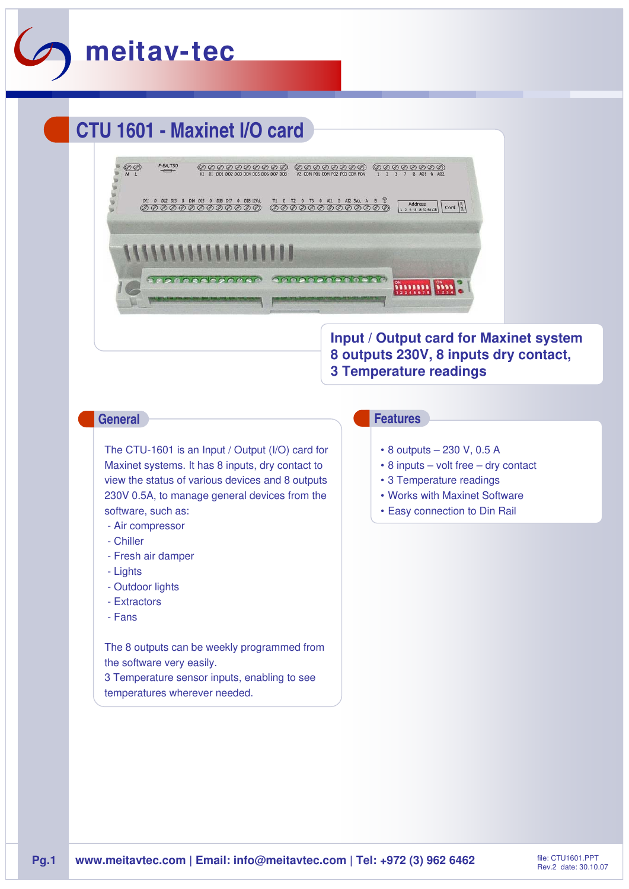meitav-tec

# CTU 1601 - Maxinet I/O card

**Input / Output card for Maxinet system**
**8 outputs 230V, 8 inputs dry contact,**
**3 Temperature readings**

## General

The CTU-1601 is an Input / Output (I/O) card for Maxinet systems. It has 8 inputs, dry contact to view the status of various devices and 8 outputs 230V 0.5A, to manage general devices from the software, such as:

- Air compressor
- Chiller
- Fresh air damper
- Lights
- Outdoor lights
- Extractors
- Fans

The 8 outputs can be weekly programmed from the software very easily.
3 Temperature sensor inputs, enabling to see temperatures wherever needed.

## Features

- 8 outputs – 230 V, 0.5 A
- 8 inputs – volt free – dry contact
- 3 Temperature readings
- Works with Maxinet Software
- Easy connection to Din Rail

www.meitavtec.com | Email: info@meitavtec.com | Tel: +972 (3) 962 6462

file: CTU1601.PPT
Rev.2 date: 30.10.07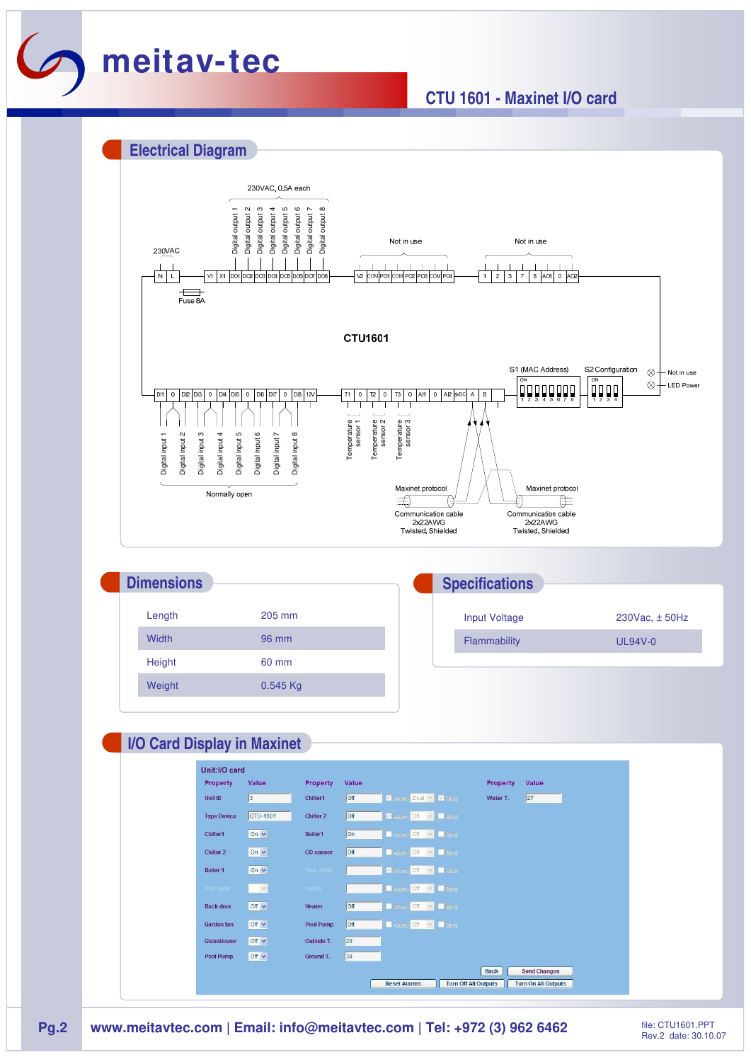## Electrical Diagram

230VAC, 0,5A each

Digital output 1, Digital output 2, Digital output 3, Digital output 4, Digital output 5, Digital output 6, Digital output 7, Digital output 8

230VAC

Not in use

Not in use

N L

Fuse 8A

V1 X1 DO1 DO2 DO3 DO4 DO5 DO6 DO7 DO8

V2 COM PO1 COM PO2 PO3 COM PO4

1 2 3 7 8 AO1 0 AO2

CTU1601

S1 (MAC Address)

S2 Configuration

Not in use

LED Power

DI1 0 DI2 DI3 0 DI4 DI5 0 DI6 DI7 0 DI8 12V

T1 0 T2 0 T3 0 AI1 0 AI2 5VDC A B

Digital input 1, Digital input 2, Digital input 3, Digital input 4, Digital input 5, Digital input 6, Digital input 7, Digital input 8

Normally open

Temperature sensor 1, Temperature sensor 2, Temperature sensor 3

Maxinet protocol

Communication cable 2x22AWG Twisted, Shielded

Maxinet protocol

Communication cable 2x22AWG Twisted, Shielded

## Dimensions

| | |
|---|---|
| Length | 205 mm |
| Width | 96 mm |
| Height | 60 mm |
| Weight | 0.545 Kg |

## Specifications

| | |
|---|---|
| Input Voltage | 230Vac, ± 50Hz |
| Flammability | UL94V-0 |

## I/O Card Display in Maxinet

Unit:I/O card

| Property | Value | Property | Value | | | | Property | Value |
|---|---|---|---|---|---|---|---|---|
| Unit ID | 3 | Chiller1 | Off | Alarm | Dual | Blind | Water T. | 27 |
| Type Device | CTU-1601 | Chiller 2 | Off | Alarm | Off | Blind | | |
| Chiller1 | On | Boiler1 | On | Alarm | Off | Blind | | |
| Chiller 2 | On | CO sensor | Off | Alarm | Off | Blind | | |
| Boiler 1 | On | Flow Switc | | Alarm | Off | Blind | | |
| Park gate | | Faults | | Alarm | Off | Blind | | |
| Back door | Off | Heater | Off | Alarm | Off | Blind | | |
| Garden fan | Off | Pool Pump | Off | Alarm | Off | Blind | | |
| GlassHouse | Off | Outside T. | 29 | | | | | |
| Pool Pump | Off | Ground T. | 34 | | | | | |

Back | Send Changes

Reset Alarms | Turn Off All Outputs | Turn On All Outputs

www.meitavtec.com | Email: info@meitavtec.com | Tel: +972 (3) 962 6462

file: CTU1601.PPT
Rev.2 date: 30.10.07